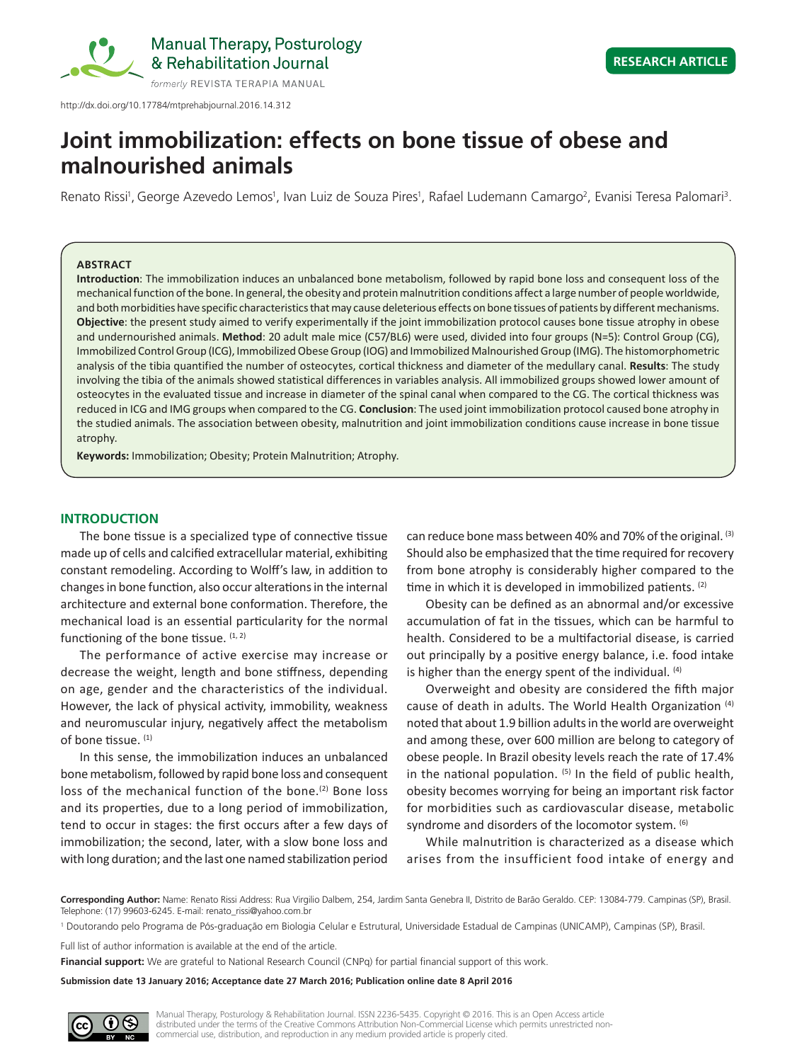http://dx.doi.org/10.17784/mtprehabjournal.2016.14.312

RESEARCH ARTICLE

# Joint immobilization: effects on bone tissue of obese and malnourished animals

Renato Rissi[1], George Azevedo Lemos[1], Ivan Luiz de Souza Pires[1], Rafael Ludemann Camargo[2], Evanisi Teresa Palomari[3].

## ABSTRACT

**Introduction**: The immobilization induces an unbalanced bone metabolism, followed by rapid bone loss and consequent loss of the mechanical function of the bone. In general, the obesity and protein malnutrition conditions affect a large number of people worldwide, and both morbidities have specific characteristics that may cause deleterious effects on bone tissues of patients by different mechanisms. **Objective**: the present study aimed to verify experimentally if the joint immobilization protocol causes bone tissue atrophy in obese and undernourished animals. **Method**: 20 adult male mice (C57/BL6) were used, divided into four groups (N=5): Control Group (CG), Immobilized Control Group (ICG), Immobilized Obese Group (IOG) and Immobilized Malnourished Group (IMG). The histomorphometric analysis of the tibia quantified the number of osteocytes, cortical thickness and diameter of the medullary canal. **Results**: The study involving the tibia of the animals showed statistical differences in variables analysis. All immobilized groups showed lower amount of osteocytes in the evaluated tissue and increase in diameter of the spinal canal when compared to the CG. The cortical thickness was reduced in ICG and IMG groups when compared to the CG. **Conclusion**: The used joint immobilization protocol caused bone atrophy in the studied animals. The association between obesity, malnutrition and joint immobilization conditions cause increase in bone tissue atrophy.

**Keywords:** Immobilization; Obesity; Protein Malnutrition; Atrophy.

## INTRODUCTION

The bone tissue is a specialized type of connective tissue made up of cells and calcified extracellular material, exhibiting constant remodeling. According to Wolff's law, in addition to changes in bone function, also occur alterations in the internal architecture and external bone conformation. Therefore, the mechanical load is an essential particularity for the normal functioning of the bone tissue. [1, 2]

The performance of active exercise may increase or decrease the weight, length and bone stiffness, depending on age, gender and the characteristics of the individual. However, the lack of physical activity, immobility, weakness and neuromuscular injury, negatively affect the metabolism of bone tissue. [1]

In this sense, the immobilization induces an unbalanced bone metabolism, followed by rapid bone loss and consequent loss of the mechanical function of the bone.[2] Bone loss and its properties, due to a long period of immobilization, tend to occur in stages: the first occurs after a few days of immobilization; the second, later, with a slow bone loss and with long duration; and the last one named stabilization period can reduce bone mass between 40% and 70% of the original. [3] Should also be emphasized that the time required for recovery from bone atrophy is considerably higher compared to the time in which it is developed in immobilized patients. [2]

Obesity can be defined as an abnormal and/or excessive accumulation of fat in the tissues, which can be harmful to health. Considered to be a multifactorial disease, is carried out principally by a positive energy balance, i.e. food intake is higher than the energy spent of the individual. [4]

Overweight and obesity are considered the fifth major cause of death in adults. The World Health Organization [4] noted that about 1.9 billion adults in the world are overweight and among these, over 600 million are belong to category of obese people. In Brazil obesity levels reach the rate of 17.4% in the national population. [5] In the field of public health, obesity becomes worrying for being an important risk factor for morbidities such as cardiovascular disease, metabolic syndrome and disorders of the locomotor system. [6]

While malnutrition is characterized as a disease which arises from the insufficient food intake of energy and

**Corresponding Author:** Name: Renato Rissi Address: Rua Virgilio Dalbem, 254, Jardim Santa Genebra II, Distrito de Barão Geraldo. CEP: 13084-779. Campinas (SP), Brasil. Telephone: (17) 99603-6245. E-mail: renato_rissi@yahoo.com.br

[1] Doutorando pelo Programa de Pós-graduação em Biologia Celular e Estrutural, Universidade Estadual de Campinas (UNICAMP), Campinas (SP), Brasil.

Full list of author information is available at the end of the article.

**Financial support:** We are grateful to National Research Council (CNPq) for partial financial support of this work.

**Submission date 13 January 2016; Acceptance date 27 March 2016; Publication online date 8 April 2016**

Manual Therapy, Posturology & Rehabilitation Journal. ISSN 2236-5435. Copyright © 2016. This is an Open Access article distributed under the terms of the Creative Commons Attribution Non-Commercial License which permits unrestricted non-commercial use, distribution, and reproduction in any medium provided article is properly cited.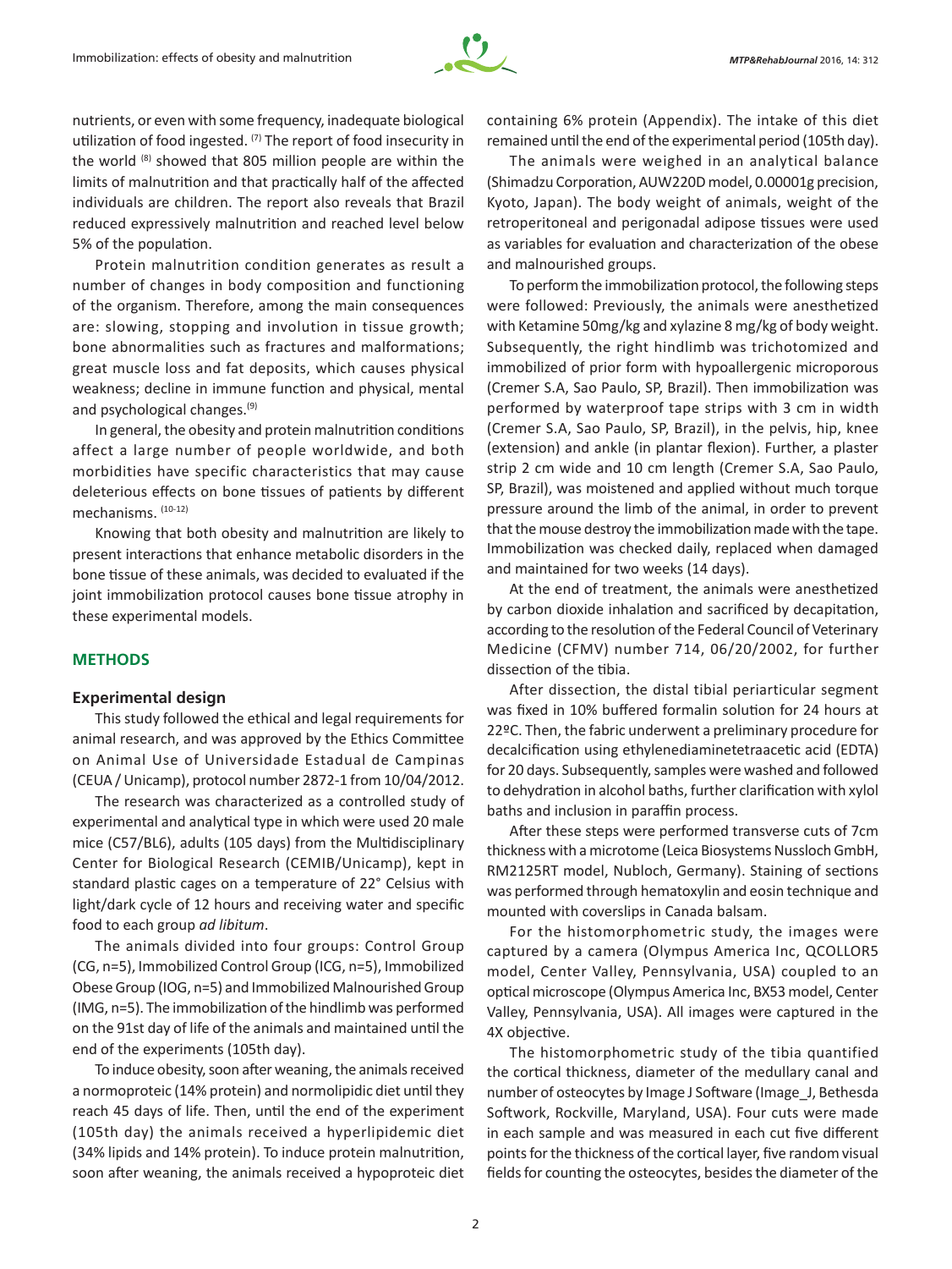nutrients, or even with some frequency, inadequate biological utilization of food ingested. [7] The report of food insecurity in the world [8] showed that 805 million people are within the limits of malnutrition and that practically half of the affected individuals are children. The report also reveals that Brazil reduced expressively malnutrition and reached level below 5% of the population.

Protein malnutrition condition generates as result a number of changes in body composition and functioning of the organism. Therefore, among the main consequences are: slowing, stopping and involution in tissue growth; bone abnormalities such as fractures and malformations; great muscle loss and fat deposits, which causes physical weakness; decline in immune function and physical, mental and psychological changes.[9]

In general, the obesity and protein malnutrition conditions affect a large number of people worldwide, and both morbidities have specific characteristics that may cause deleterious effects on bone tissues of patients by different mechanisms. [10-12]

Knowing that both obesity and malnutrition are likely to present interactions that enhance metabolic disorders in the bone tissue of these animals, was decided to evaluated if the joint immobilization protocol causes bone tissue atrophy in these experimental models.

## METHODS

### Experimental design

This study followed the ethical and legal requirements for animal research, and was approved by the Ethics Committee on Animal Use of Universidade Estadual de Campinas (CEUA / Unicamp), protocol number 2872-1 from 10/04/2012.

The research was characterized as a controlled study of experimental and analytical type in which were used 20 male mice (C57/BL6), adults (105 days) from the Multidisciplinary Center for Biological Research (CEMIB/Unicamp), kept in standard plastic cages on a temperature of 22° Celsius with light/dark cycle of 12 hours and receiving water and specific food to each group *ad libitum*.

The animals divided into four groups: Control Group (CG, n=5), Immobilized Control Group (ICG, n=5), Immobilized Obese Group (IOG, n=5) and Immobilized Malnourished Group (IMG, n=5). The immobilization of the hindlimb was performed on the 91st day of life of the animals and maintained until the end of the experiments (105th day).

To induce obesity, soon after weaning, the animals received a normoproteic (14% protein) and normolipidic diet until they reach 45 days of life. Then, until the end of the experiment (105th day) the animals received a hyperlipidemic diet (34% lipids and 14% protein). To induce protein malnutrition, soon after weaning, the animals received a hypoproteic diet containing 6% protein (Appendix). The intake of this diet remained until the end of the experimental period (105th day).

The animals were weighed in an analytical balance (Shimadzu Corporation, AUW220D model, 0.00001g precision, Kyoto, Japan). The body weight of animals, weight of the retroperitoneal and perigonadal adipose tissues were used as variables for evaluation and characterization of the obese and malnourished groups.

To perform the immobilization protocol, the following steps were followed: Previously, the animals were anesthetized with Ketamine 50mg/kg and xylazine 8 mg/kg of body weight. Subsequently, the right hindlimb was trichotomized and immobilized of prior form with hypoallergenic microporous (Cremer S.A, Sao Paulo, SP, Brazil). Then immobilization was performed by waterproof tape strips with 3 cm in width (Cremer S.A, Sao Paulo, SP, Brazil), in the pelvis, hip, knee (extension) and ankle (in plantar flexion). Further, a plaster strip 2 cm wide and 10 cm length (Cremer S.A, Sao Paulo, SP, Brazil), was moistened and applied without much torque pressure around the limb of the animal, in order to prevent that the mouse destroy the immobilization made with the tape. Immobilization was checked daily, replaced when damaged and maintained for two weeks (14 days).

At the end of treatment, the animals were anesthetized by carbon dioxide inhalation and sacrificed by decapitation, according to the resolution of the Federal Council of Veterinary Medicine (CFMV) number 714, 06/20/2002, for further dissection of the tibia.

After dissection, the distal tibial periarticular segment was fixed in 10% buffered formalin solution for 24 hours at 22ºC. Then, the fabric underwent a preliminary procedure for decalcification using ethylenediaminetetraacetic acid (EDTA) for 20 days. Subsequently, samples were washed and followed to dehydration in alcohol baths, further clarification with xylol baths and inclusion in paraffin process.

After these steps were performed transverse cuts of 7cm thickness with a microtome (Leica Biosystems Nussloch GmbH, RM2125RT model, Nubloch, Germany). Staining of sections was performed through hematoxylin and eosin technique and mounted with coverslips in Canada balsam.

For the histomorphometric study, the images were captured by a camera (Olympus America Inc, QCOLLOR5 model, Center Valley, Pennsylvania, USA) coupled to an optical microscope (Olympus America Inc, BX53 model, Center Valley, Pennsylvania, USA). All images were captured in the 4X objective.

The histomorphometric study of the tibia quantified the cortical thickness, diameter of the medullary canal and number of osteocytes by Image J Software (Image_J, Bethesda Softwork, Rockville, Maryland, USA). Four cuts were made in each sample and was measured in each cut five different points for the thickness of the cortical layer, five random visual fields for counting the osteocytes, besides the diameter of the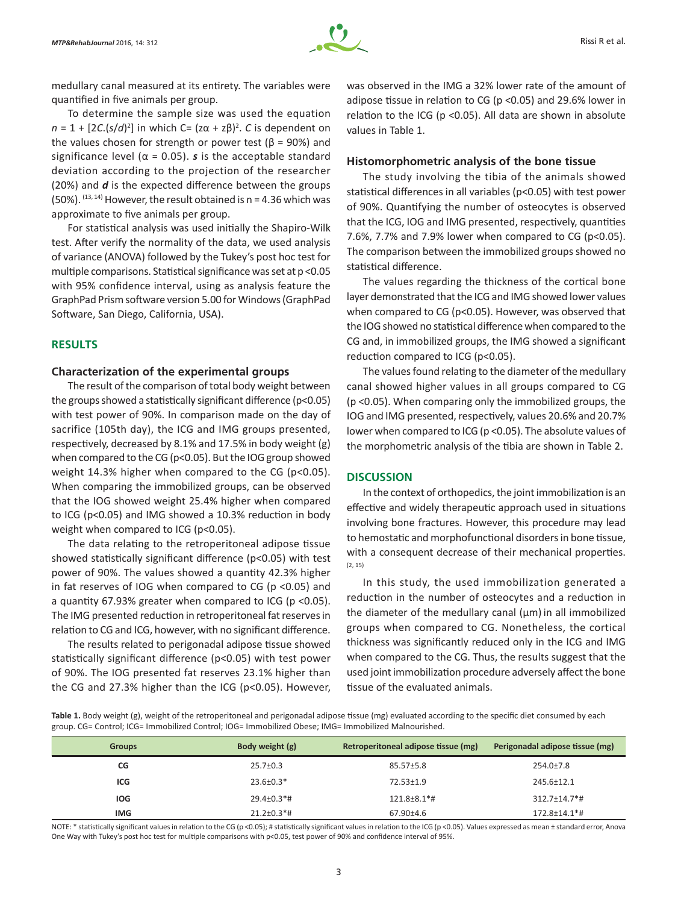medullary canal measured at its entirety. The variables were quantified in five animals per group.

To determine the sample size was used the equation $n = 1 + [2C.(s/d)^2]$ in which $C = (z\alpha + z\beta)^2$. *C* is dependent on the values chosen for strength or power test ($\beta = 90\%$) and significance level ($\alpha = 0.05$). ***s*** is the acceptable standard deviation according to the projection of the researcher (20%) and ***d*** is the expected difference between the groups (50%). [13, 14] However, the result obtained is n = 4.36 which was approximate to five animals per group.

For statistical analysis was used initially the Shapiro-Wilk test. After verify the normality of the data, we used analysis of variance (ANOVA) followed by the Tukey's post hoc test for multiple comparisons. Statistical significance was set at $p < 0.05$ with 95% confidence interval, using as analysis feature the GraphPad Prism software version 5.00 for Windows (GraphPad Software, San Diego, California, USA).

## RESULTS

### Characterization of the experimental groups

The result of the comparison of total body weight between the groups showed a statistically significant difference ($p < 0.05$) with test power of 90%. In comparison made on the day of sacrifice (105th day), the ICG and IMG groups presented, respectively, decreased by 8.1% and 17.5% in body weight (g) when compared to the CG ($p < 0.05$). But the IOG group showed weight 14.3% higher when compared to the CG ($p < 0.05$). When comparing the immobilized groups, can be observed that the IOG showed weight 25.4% higher when compared to ICG ($p < 0.05$) and IMG showed a 10.3% reduction in body weight when compared to ICG ($p < 0.05$).

The data relating to the retroperitoneal adipose tissue showed statistically significant difference ($p < 0.05$) with test power of 90%. The values showed a quantity 42.3% higher in fat reserves of IOG when compared to CG ($p < 0.05$) and a quantity 67.93% greater when compared to ICG ($p < 0.05$). The IMG presented reduction in retroperitoneal fat reserves in relation to CG and ICG, however, with no significant difference.

The results related to perigonadal adipose tissue showed statistically significant difference ($p < 0.05$) with test power of 90%. The IOG presented fat reserves 23.1% higher than the CG and 27.3% higher than the ICG ($p < 0.05$). However, was observed in the IMG a 32% lower rate of the amount of adipose tissue in relation to CG ($p < 0.05$) and 29.6% lower in relation to the ICG ($p < 0.05$). All data are shown in absolute values in Table 1.

### Histomorphometric analysis of the bone tissue

The study involving the tibia of the animals showed statistical differences in all variables ($p < 0.05$) with test power of 90%. Quantifying the number of osteocytes is observed that the ICG, IOG and IMG presented, respectively, quantities 7.6%, 7.7% and 7.9% lower when compared to CG ($p < 0.05$). The comparison between the immobilized groups showed no statistical difference.

The values regarding the thickness of the cortical bone layer demonstrated that the ICG and IMG showed lower values when compared to CG ($p < 0.05$). However, was observed that the IOG showed no statistical difference when compared to the CG and, in immobilized groups, the IMG showed a significant reduction compared to ICG ($p < 0.05$).

The values found relating to the diameter of the medullary canal showed higher values in all groups compared to CG ($p < 0.05$). When comparing only the immobilized groups, the IOG and IMG presented, respectively, values 20.6% and 20.7% lower when compared to ICG ($p < 0.05$). The absolute values of the morphometric analysis of the tibia are shown in Table 2.

## DISCUSSION

In the context of orthopedics, the joint immobilization is an effective and widely therapeutic approach used in situations involving bone fractures. However, this procedure may lead to hemostatic and morphofunctional disorders in bone tissue, with a consequent decrease of their mechanical properties. [2, 15]

In this study, the used immobilization generated a reduction in the number of osteocytes and a reduction in the diameter of the medullary canal (μm) in all immobilized groups when compared to CG. Nonetheless, the cortical thickness was significantly reduced only in the ICG and IMG when compared to the CG. Thus, the results suggest that the used joint immobilization procedure adversely affect the bone tissue of the evaluated animals.

**Table 1.** Body weight (g), weight of the retroperitoneal and perigonadal adipose tissue (mg) evaluated according to the specific diet consumed by each group. CG= Control; ICG= Immobilized Control; IOG= Immobilized Obese; IMG= Immobilized Malnourished.

| Groups | Body weight (g) | Retroperitoneal adipose tissue (mg) | Perigonadal adipose tissue (mg) |
|---|---|---|---|
| CG | 25.7±0.3 | 85.57±5.8 | 254.0±7.8 |
| ICG | 23.6±0.3* | 72.53±1.9 | 245.6±12.1 |
| IOG | 29.4±0.3*# | 121.8±8.1*# | 312.7±14.7*# |
| IMG | 21.2±0.3*# | 67.90±4.6 | 172.8±14.1*# |

NOTE: * statistically significant values in relation to the CG ($p < 0.05$); # statistically significant values in relation to the ICG ($p < 0.05$). Values expressed as mean ± standard error, Anova One Way with Tukey's post hoc test for multiple comparisons with $p < 0.05$, test power of 90% and confidence interval of 95%.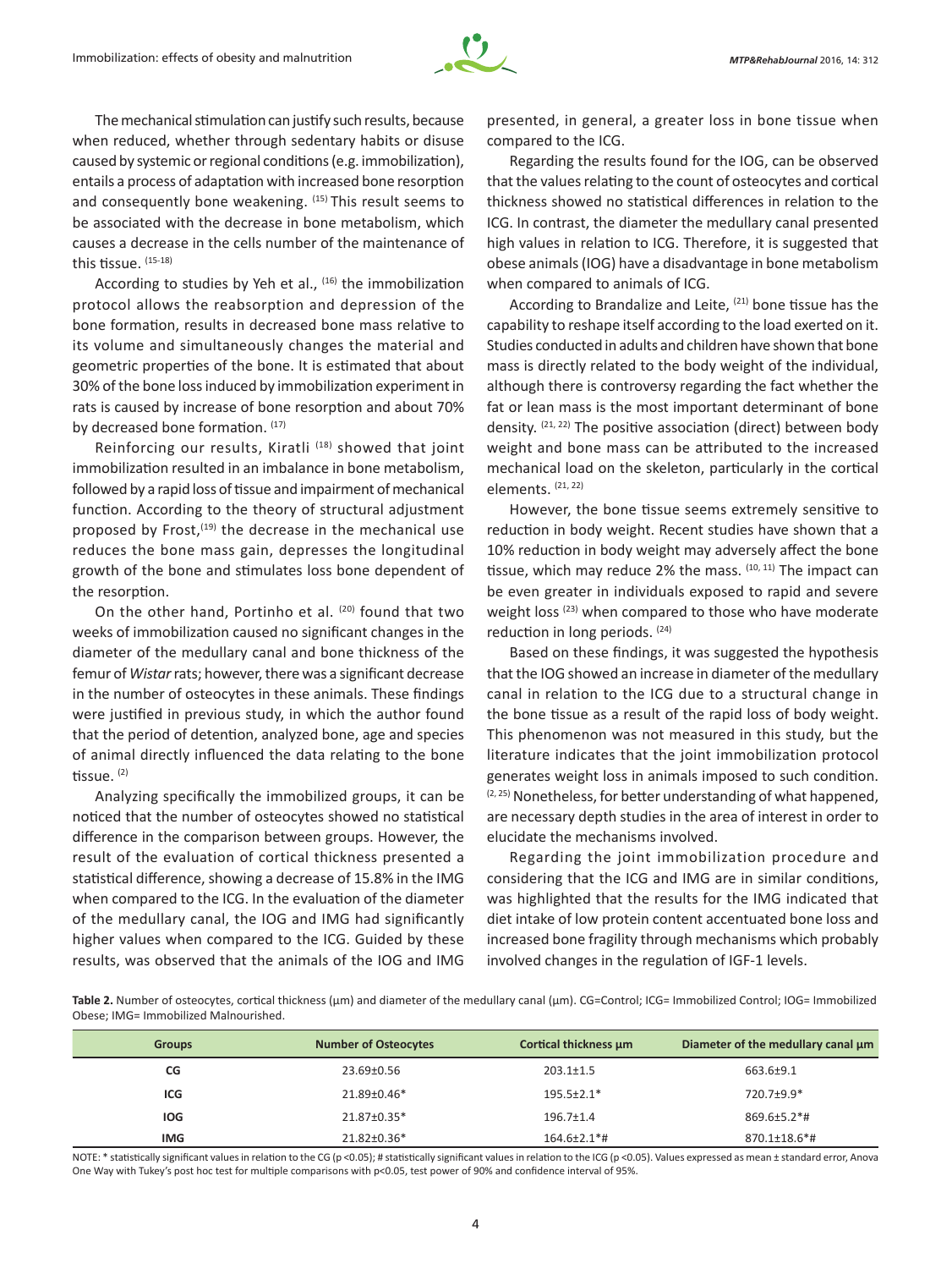The mechanical stimulation can justify such results, because when reduced, whether through sedentary habits or disuse caused by systemic or regional conditions (e.g. immobilization), entails a process of adaptation with increased bone resorption and consequently bone weakening. [15] This result seems to be associated with the decrease in bone metabolism, which causes a decrease in the cells number of the maintenance of this tissue. [15-18]

According to studies by Yeh et al., [16] the immobilization protocol allows the reabsorption and depression of the bone formation, results in decreased bone mass relative to its volume and simultaneously changes the material and geometric properties of the bone. It is estimated that about 30% of the bone loss induced by immobilization experiment in rats is caused by increase of bone resorption and about 70% by decreased bone formation. [17]

Reinforcing our results, Kiratli [18] showed that joint immobilization resulted in an imbalance in bone metabolism, followed by a rapid loss of tissue and impairment of mechanical function. According to the theory of structural adjustment proposed by Frost,[19] the decrease in the mechanical use reduces the bone mass gain, depresses the longitudinal growth of the bone and stimulates loss bone dependent of the resorption.

On the other hand, Portinho et al. [20] found that two weeks of immobilization caused no significant changes in the diameter of the medullary canal and bone thickness of the femur of *Wistar* rats; however, there was a significant decrease in the number of osteocytes in these animals. These findings were justified in previous study, in which the author found that the period of detention, analyzed bone, age and species of animal directly influenced the data relating to the bone tissue. [2]

Analyzing specifically the immobilized groups, it can be noticed that the number of osteocytes showed no statistical difference in the comparison between groups. However, the result of the evaluation of cortical thickness presented a statistical difference, showing a decrease of 15.8% in the IMG when compared to the ICG. In the evaluation of the diameter of the medullary canal, the IOG and IMG had significantly higher values when compared to the ICG. Guided by these results, was observed that the animals of the IOG and IMG presented, in general, a greater loss in bone tissue when compared to the ICG.

Regarding the results found for the IOG, can be observed that the values relating to the count of osteocytes and cortical thickness showed no statistical differences in relation to the ICG. In contrast, the diameter the medullary canal presented high values in relation to ICG. Therefore, it is suggested that obese animals (IOG) have a disadvantage in bone metabolism when compared to animals of ICG.

According to Brandalize and Leite, [21] bone tissue has the capability to reshape itself according to the load exerted on it. Studies conducted in adults and children have shown that bone mass is directly related to the body weight of the individual, although there is controversy regarding the fact whether the fat or lean mass is the most important determinant of bone density. [21, 22] The positive association (direct) between body weight and bone mass can be attributed to the increased mechanical load on the skeleton, particularly in the cortical elements. [21, 22]

However, the bone tissue seems extremely sensitive to reduction in body weight. Recent studies have shown that a 10% reduction in body weight may adversely affect the bone tissue, which may reduce 2% the mass. [10, 11] The impact can be even greater in individuals exposed to rapid and severe weight loss [23] when compared to those who have moderate reduction in long periods. [24]

Based on these findings, it was suggested the hypothesis that the IOG showed an increase in diameter of the medullary canal in relation to the ICG due to a structural change in the bone tissue as a result of the rapid loss of body weight. This phenomenon was not measured in this study, but the literature indicates that the joint immobilization protocol generates weight loss in animals imposed to such condition. [2, 25] Nonetheless, for better understanding of what happened, are necessary depth studies in the area of interest in order to elucidate the mechanisms involved.

Regarding the joint immobilization procedure and considering that the ICG and IMG are in similar conditions, was highlighted that the results for the IMG indicated that diet intake of low protein content accentuated bone loss and increased bone fragility through mechanisms which probably involved changes in the regulation of IGF-1 levels.

**Table 2.** Number of osteocytes, cortical thickness (µm) and diameter of the medullary canal (µm). CG=Control; ICG= Immobilized Control; IOG= Immobilized Obese; IMG= Immobilized Malnourished.

| Groups | Number of Osteocytes | Cortical thickness µm | Diameter of the medullary canal µm |
|---|---|---|---|
| CG | 23.69±0.56 | 203.1±1.5 | 663.6±9.1 |
| ICG | 21.89±0.46* | 195.5±2.1* | 720.7±9.9* |
| IOG | 21.87±0.35* | 196.7±1.4 | 869.6±5.2*# |
| IMG | 21.82±0.36* | 164.6±2.1*# | 870.1±18.6*# |

NOTE: * statistically significant values in relation to the CG ($p < 0.05$); # statistically significant values in relation to the ICG ($p < 0.05$). Values expressed as mean ± standard error, Anova One Way with Tukey's post hoc test for multiple comparisons with $p<0.05$, test power of 90% and confidence interval of 95%.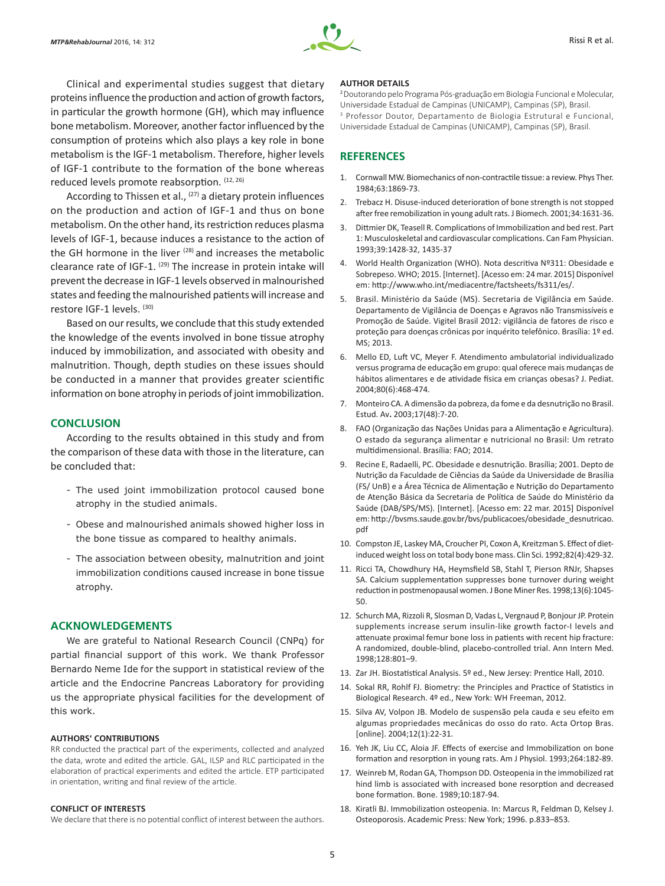Clinical and experimental studies suggest that dietary proteins influence the production and action of growth factors, in particular the growth hormone (GH), which may influence bone metabolism. Moreover, another factor influenced by the consumption of proteins which also plays a key role in bone metabolism is the IGF-1 metabolism. Therefore, higher levels of IGF-1 contribute to the formation of the bone whereas reduced levels promote reabsorption. [12, 26]

According to Thissen et al., [27] a dietary protein influences on the production and action of IGF-1 and thus on bone metabolism. On the other hand, its restriction reduces plasma levels of IGF-1, because induces a resistance to the action of the GH hormone in the liver [28] and increases the metabolic clearance rate of IGF-1. [29] The increase in protein intake will prevent the decrease in IGF-1 levels observed in malnourished states and feeding the malnourished patients will increase and restore IGF-1 levels. [30]

Based on our results, we conclude that this study extended the knowledge of the events involved in bone tissue atrophy induced by immobilization, and associated with obesity and malnutrition. Though, depth studies on these issues should be conducted in a manner that provides greater scientific information on bone atrophy in periods of joint immobilization.

## CONCLUSION

According to the results obtained in this study and from the comparison of these data with those in the literature, can be concluded that:

- The used joint immobilization protocol caused bone atrophy in the studied animals.
- Obese and malnourished animals showed higher loss in the bone tissue as compared to healthy animals.
- The association between obesity, malnutrition and joint immobilization conditions caused increase in bone tissue atrophy.

## ACKNOWLEDGEMENTS

We are grateful to National Research Council (CNPq) for partial financial support of this work. We thank Professor Bernardo Neme Ide for the support in statistical review of the article and the Endocrine Pancreas Laboratory for providing us the appropriate physical facilities for the development of this work.

#### AUTHORS' CONTRIBUTIONS

RR conducted the practical part of the experiments, collected and analyzed the data, wrote and edited the article. GAL, ILSP and RLC participated in the elaboration of practical experiments and edited the article. ETP participated in orientation, writing and final review of the article.

#### CONFLICT OF INTERESTS

We declare that there is no potential conflict of interest between the authors.

#### AUTHOR DETAILS

[2] Doutorando pelo Programa Pós-graduação em Biologia Funcional e Molecular, Universidade Estadual de Campinas (UNICAMP), Campinas (SP), Brasil.
[3] Professor Doutor, Departamento de Biologia Estrutural e Funcional, Universidade Estadual de Campinas (UNICAMP), Campinas (SP), Brasil.

## REFERENCES

1. Cornwall MW. Biomechanics of non-contractile tissue: a review. Phys Ther. 1984;63:1869-73.
2. Trebacz H. Disuse-induced deterioration of bone strength is not stopped after free remobilization in young adult rats. J Biomech. 2001;34:1631-36.
3. Dittmier DK, Teasell R. Complications of Immobilization and bed rest. Part 1: Musculoskeletal and cardiovascular complications. Can Fam Physician. 1993;39:1428-32, 1435-37
4. World Health Organization (WHO). Nota descritiva Nº311: Obesidade e Sobrepeso. WHO; 2015. [Internet]. [Acesso em: 24 mar. 2015] Disponível em: http://www.who.int/mediacentre/factsheets/fs311/es/.
5. Brasil. Ministério da Saúde (MS). Secretaria de Vigilância em Saúde. Departamento de Vigilância de Doenças e Agravos não Transmissíveis e Promoção de Saúde. Vigitel Brasil 2012: vigilância de fatores de risco e proteção para doenças crônicas por inquérito telefônico. Brasília: 1º ed. MS; 2013.
6. Mello ED, Luft VC, Meyer F. Atendimento ambulatorial individualizado versus programa de educação em grupo: qual oferece mais mudanças de hábitos alimentares e de atividade física em crianças obesas? J. Pediat. 2004;80(6):468-474.
7. Monteiro CA. A dimensão da pobreza, da fome e da desnutrição no Brasil. Estud. Av**.** 2003;17(48):7-20.
8. FAO (Organização das Nações Unidas para a Alimentação e Agricultura). O estado da segurança alimentar e nutricional no Brasil: Um retrato multidimensional. Brasília: FAO; 2014.
9. Recine E, Radaelli, PC. Obesidade e desnutrição. Brasília; 2001. Depto de Nutrição da Faculdade de Ciências da Saúde da Universidade de Brasília (FS/ UnB) e a Área Técnica de Alimentação e Nutrição do Departamento de Atenção Básica da Secretaria de Política de Saúde do Ministério da Saúde (DAB/SPS/MS). [Internet]. [Acesso em: 22 mar. 2015] Disponível em: http://bvsms.saude.gov.br/bvs/publicacoes/obesidade_desnutricao.pdf
10. Compston JE, Laskey MA, Croucher PI, Coxon A, Kreitzman S. Effect of diet-induced weight loss on total body bone mass. Clin Sci. 1992;82(4):429-32.
11. Ricci TA, Chowdhury HA, Heymsfield SB, Stahl T, Pierson RNJr, Shapses SA. Calcium supplementation suppresses bone turnover during weight reduction in postmenopausal women. J Bone Miner Res. 1998;13(6):1045-50.
12. Schurch MA, Rizzoli R, Slosman D, Vadas L, Vergnaud P, Bonjour JP. Protein supplements increase serum insulin-like growth factor-I levels and attenuate proximal femur bone loss in patients with recent hip fracture: A randomized, double-blind, placebo-controlled trial. Ann Intern Med. 1998;128:801–9.
13. Zar JH. Biostatistical Analysis. 5º ed., New Jersey: Prentice Hall, 2010.
14. Sokal RR, Rohlf FJ. Biometry: the Principles and Practice of Statistics in Biological Research. 4º ed., New York: WH Freeman, 2012.
15. Silva AV, Volpon JB. Modelo de suspensão pela cauda e seu efeito em algumas propriedades mecânicas do osso do rato. Acta Ortop Bras. [online]. 2004;12(1):22-31.
16. Yeh JK, Liu CC, Aloia JF. Effects of exercise and Immobilization on bone formation and resorption in young rats. Am J Physiol. 1993;264:182-89.
17. Weinreb M, Rodan GA, Thompson DD. Osteopenia in the immobilized rat hind limb is associated with increased bone resorption and decreased bone formation. Bone. 1989;10:187-94.
18. Kiratli BJ. Immobilization osteopenia. In: Marcus R, Feldman D, Kelsey J. Osteoporosis. Academic Press: New York; 1996. p.833–853.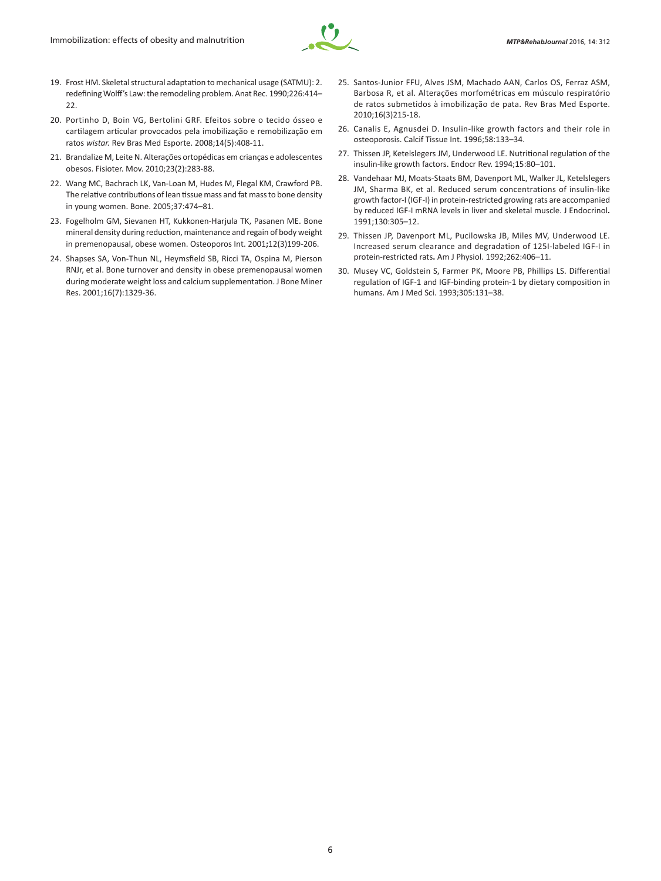19. Frost HM. Skeletal structural adaptation to mechanical usage (SATMU): 2. redefining Wolff's Law: the remodeling problem. Anat Rec. 1990;226:414–22.
20. Portinho D, Boin VG, Bertolini GRF. Efeitos sobre o tecido ósseo e cartilagem articular provocados pela imobilização e remobilização em ratos *wistar.* Rev Bras Med Esporte. 2008;14(5):408-11.
21. Brandalize M, Leite N. Alterações ortopédicas em crianças e adolescentes obesos. Fisioter. Mov. 2010;23(2):283-88.
22. Wang MC, Bachrach LK, Van-Loan M, Hudes M, Flegal KM, Crawford PB. The relative contributions of lean tissue mass and fat mass to bone density in young women. Bone. 2005;37:474–81.
23. Fogelholm GM, Sievanen HT, Kukkonen-Harjula TK, Pasanen ME. Bone mineral density during reduction, maintenance and regain of body weight in premenopausal, obese women. Osteoporos Int. 2001**;**12(3)199-206.
24. Shapses SA, Von-Thun NL, Heymsfield SB, Ricci TA, Ospina M, Pierson RNJr, et al. Bone turnover and density in obese premenopausal women during moderate weight loss and calcium supplementation. J Bone Miner Res. 2001;16(7):1329-36.
25. Santos-Junior FFU, Alves JSM, Machado AAN, Carlos OS, Ferraz ASM, Barbosa R, et al. Alterações morfométricas em músculo respiratório de ratos submetidos à imobilização de pata. Rev Bras Med Esporte. 2010;16(3)215-18.
26. Canalis E, Agnusdei D. Insulin-like growth factors and their role in osteoporosis. Calcif Tissue Int. 1996;58:133–34.
27. Thissen JP, Ketelslegers JM, Underwood LE. Nutritional regulation of the insulin-like growth factors. Endocr Rev. 1994;15:80–101.
28. Vandehaar MJ, Moats-Staats BM, Davenport ML, Walker JL, Ketelslegers JM, Sharma BK, et al. Reduced serum concentrations of insulin-like growth factor-I (IGF-I) in protein-restricted growing rats are accompanied by reduced IGF-I mRNA levels in liver and skeletal muscle. J Endocrinol**.** 1991;130:305–12.
29. Thissen JP, Davenport ML, Pucilowska JB, Miles MV, Underwood LE. Increased serum clearance and degradation of 125I-labeled IGF-I in protein-restricted rats**.** Am J Physiol. 1992;262:406–11.
30. Musey VC, Goldstein S, Farmer PK, Moore PB, Phillips LS. Differential regulation of IGF-1 and IGF-binding protein-1 by dietary composition in humans. Am J Med Sci. 1993;305:131–38.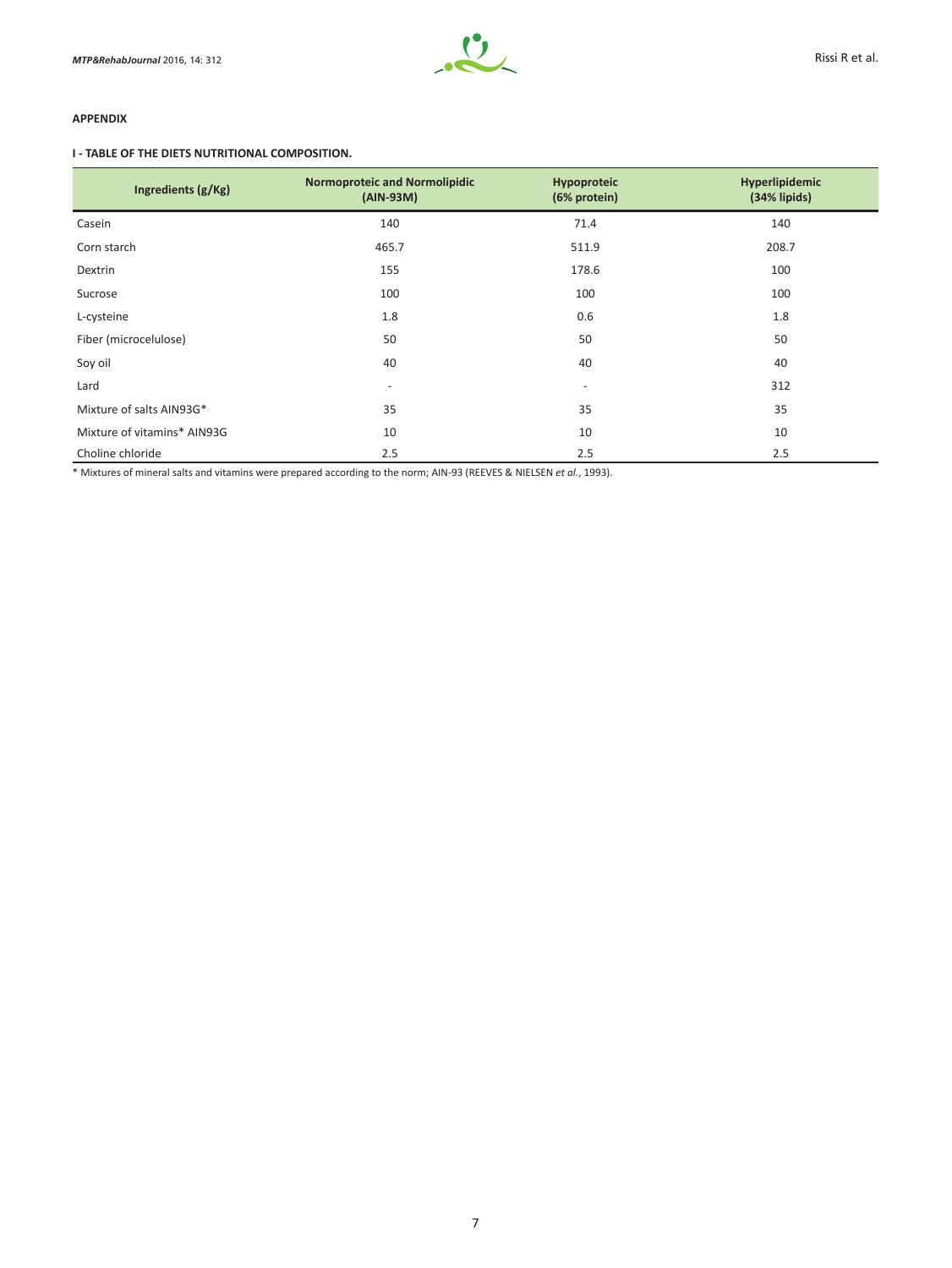**APPENDIX**

**I - TABLE OF THE DIETS NUTRITIONAL COMPOSITION.**

| Ingredients (g/Kg) | Normoproteic and Normolipidic (AIN-93M) | Hypoproteic (6% protein) | Hyperlipidemic (34% lipids) |
|---|---|---|---|
| Casein | 140 | 71.4 | 140 |
| Corn starch | 465.7 | 511.9 | 208.7 |
| Dextrin | 155 | 178.6 | 100 |
| Sucrose | 100 | 100 | 100 |
| L-cysteine | 1.8 | 0.6 | 1.8 |
| Fiber (microcelulose) | 50 | 50 | 50 |
| Soy oil | 40 | 40 | 40 |
| Lard | - | - | 312 |
| Mixture of salts AIN93G* | 35 | 35 | 35 |
| Mixture of vitamins* AIN93G | 10 | 10 | 10 |
| Choline chloride | 2.5 | 2.5 | 2.5 |

* Mixtures of mineral salts and vitamins were prepared according to the norm; AIN-93 (REEVES & NIELSEN *et al.*, 1993).